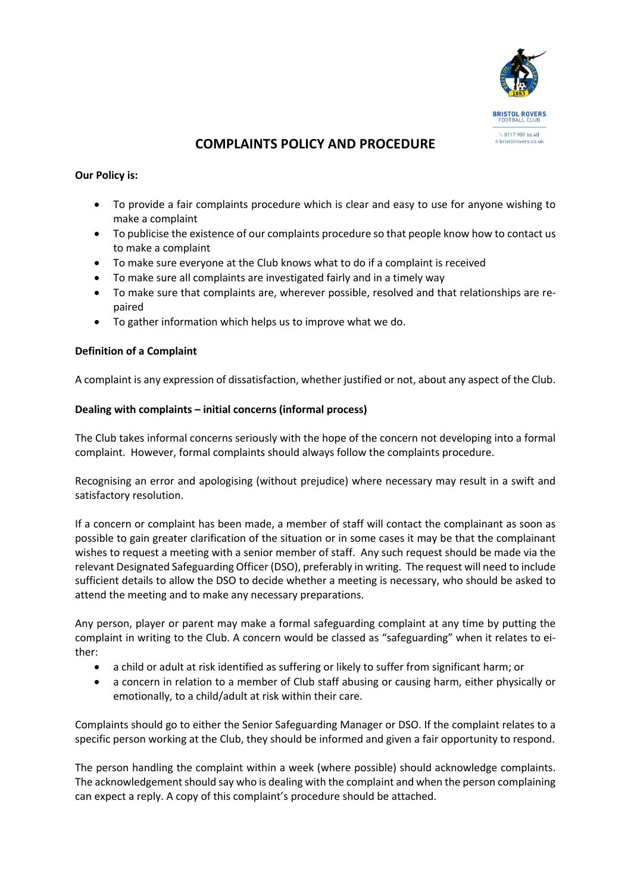BRISTOL ROVERS FOOTBALL CLUB

0117 909 66 48
bristolrovers.co.uk

# COMPLAINTS POLICY AND PROCEDURE

**Our Policy is:**

- To provide a fair complaints procedure which is clear and easy to use for anyone wishing to make a complaint
- To publicise the existence of our complaints procedure so that people know how to contact us to make a complaint
- To make sure everyone at the Club knows what to do if a complaint is received
- To make sure all complaints are investigated fairly and in a timely way
- To make sure that complaints are, wherever possible, resolved and that relationships are repaired
- To gather information which helps us to improve what we do.

**Definition of a Complaint**

A complaint is any expression of dissatisfaction, whether justified or not, about any aspect of the Club.

**Dealing with complaints – initial concerns (informal process)**

The Club takes informal concerns seriously with the hope of the concern not developing into a formal complaint. However, formal complaints should always follow the complaints procedure.

Recognising an error and apologising (without prejudice) where necessary may result in a swift and satisfactory resolution.

If a concern or complaint has been made, a member of staff will contact the complainant as soon as possible to gain greater clarification of the situation or in some cases it may be that the complainant wishes to request a meeting with a senior member of staff. Any such request should be made via the relevant Designated Safeguarding Officer (DSO), preferably in writing. The request will need to include sufficient details to allow the DSO to decide whether a meeting is necessary, who should be asked to attend the meeting and to make any necessary preparations.

Any person, player or parent may make a formal safeguarding complaint at any time by putting the complaint in writing to the Club. A concern would be classed as "safeguarding" when it relates to either:

- a child or adult at risk identified as suffering or likely to suffer from significant harm; or
- a concern in relation to a member of Club staff abusing or causing harm, either physically or emotionally, to a child/adult at risk within their care.

Complaints should go to either the Senior Safeguarding Manager or DSO. If the complaint relates to a specific person working at the Club, they should be informed and given a fair opportunity to respond.

The person handling the complaint within a week (where possible) should acknowledge complaints. The acknowledgement should say who is dealing with the complaint and when the person complaining can expect a reply. A copy of this complaint's procedure should be attached.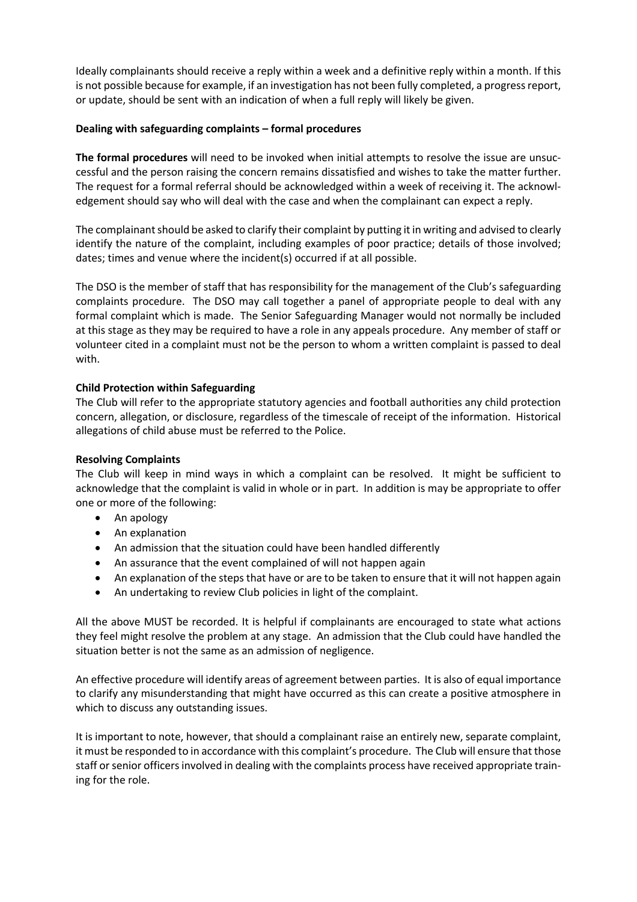Ideally complainants should receive a reply within a week and a definitive reply within a month. If this is not possible because for example, if an investigation has not been fully completed, a progress report, or update, should be sent with an indication of when a full reply will likely be given.

**Dealing with safeguarding complaints – formal procedures**

**The formal procedures** will need to be invoked when initial attempts to resolve the issue are unsuccessful and the person raising the concern remains dissatisfied and wishes to take the matter further. The request for a formal referral should be acknowledged within a week of receiving it. The acknowledgement should say who will deal with the case and when the complainant can expect a reply.

The complainant should be asked to clarify their complaint by putting it in writing and advised to clearly identify the nature of the complaint, including examples of poor practice; details of those involved; dates; times and venue where the incident(s) occurred if at all possible.

The DSO is the member of staff that has responsibility for the management of the Club's safeguarding complaints procedure. The DSO may call together a panel of appropriate people to deal with any formal complaint which is made. The Senior Safeguarding Manager would not normally be included at this stage as they may be required to have a role in any appeals procedure. Any member of staff or volunteer cited in a complaint must not be the person to whom a written complaint is passed to deal with.

**Child Protection within Safeguarding**

The Club will refer to the appropriate statutory agencies and football authorities any child protection concern, allegation, or disclosure, regardless of the timescale of receipt of the information. Historical allegations of child abuse must be referred to the Police.

**Resolving Complaints**

The Club will keep in mind ways in which a complaint can be resolved. It might be sufficient to acknowledge that the complaint is valid in whole or in part. In addition is may be appropriate to offer one or more of the following:

- An apology
- An explanation
- An admission that the situation could have been handled differently
- An assurance that the event complained of will not happen again
- An explanation of the steps that have or are to be taken to ensure that it will not happen again
- An undertaking to review Club policies in light of the complaint.

All the above MUST be recorded. It is helpful if complainants are encouraged to state what actions they feel might resolve the problem at any stage. An admission that the Club could have handled the situation better is not the same as an admission of negligence.

An effective procedure will identify areas of agreement between parties. It is also of equal importance to clarify any misunderstanding that might have occurred as this can create a positive atmosphere in which to discuss any outstanding issues.

It is important to note, however, that should a complainant raise an entirely new, separate complaint, it must be responded to in accordance with this complaint's procedure. The Club will ensure that those staff or senior officers involved in dealing with the complaints process have received appropriate training for the role.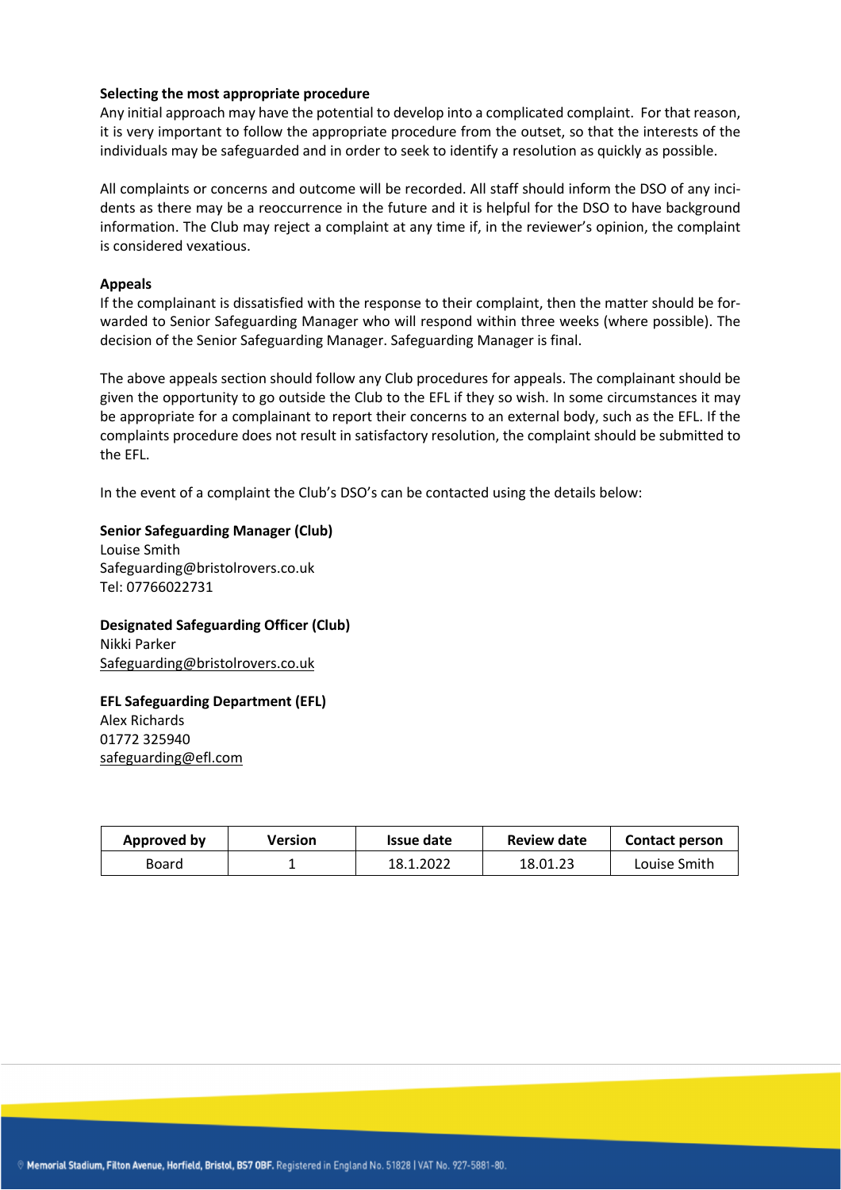**Selecting the most appropriate procedure**

Any initial approach may have the potential to develop into a complicated complaint. For that reason, it is very important to follow the appropriate procedure from the outset, so that the interests of the individuals may be safeguarded and in order to seek to identify a resolution as quickly as possible.

All complaints or concerns and outcome will be recorded. All staff should inform the DSO of any incidents as there may be a reoccurrence in the future and it is helpful for the DSO to have background information. The Club may reject a complaint at any time if, in the reviewer's opinion, the complaint is considered vexatious.

**Appeals**

If the complainant is dissatisfied with the response to their complaint, then the matter should be forwarded to Senior Safeguarding Manager who will respond within three weeks (where possible). The decision of the Senior Safeguarding Manager. Safeguarding Manager is final.

The above appeals section should follow any Club procedures for appeals. The complainant should be given the opportunity to go outside the Club to the EFL if they so wish. In some circumstances it may be appropriate for a complainant to report their concerns to an external body, such as the EFL. If the complaints procedure does not result in satisfactory resolution, the complaint should be submitted to the EFL.

In the event of a complaint the Club's DSO's can be contacted using the details below:

**Senior Safeguarding Manager (Club)**
Louise Smith
Safeguarding@bristolrovers.co.uk
Tel: 07766022731

**Designated Safeguarding Officer (Club)**
Nikki Parker
Safeguarding@bristolrovers.co.uk

**EFL Safeguarding Department (EFL)**
Alex Richards
01772 325940
safeguarding@efl.com

| Approved by | Version | Issue date | Review date | Contact person |
|---|---|---|---|---|
| Board | 1 | 18.1.2022 | 18.01.23 | Louise Smith |